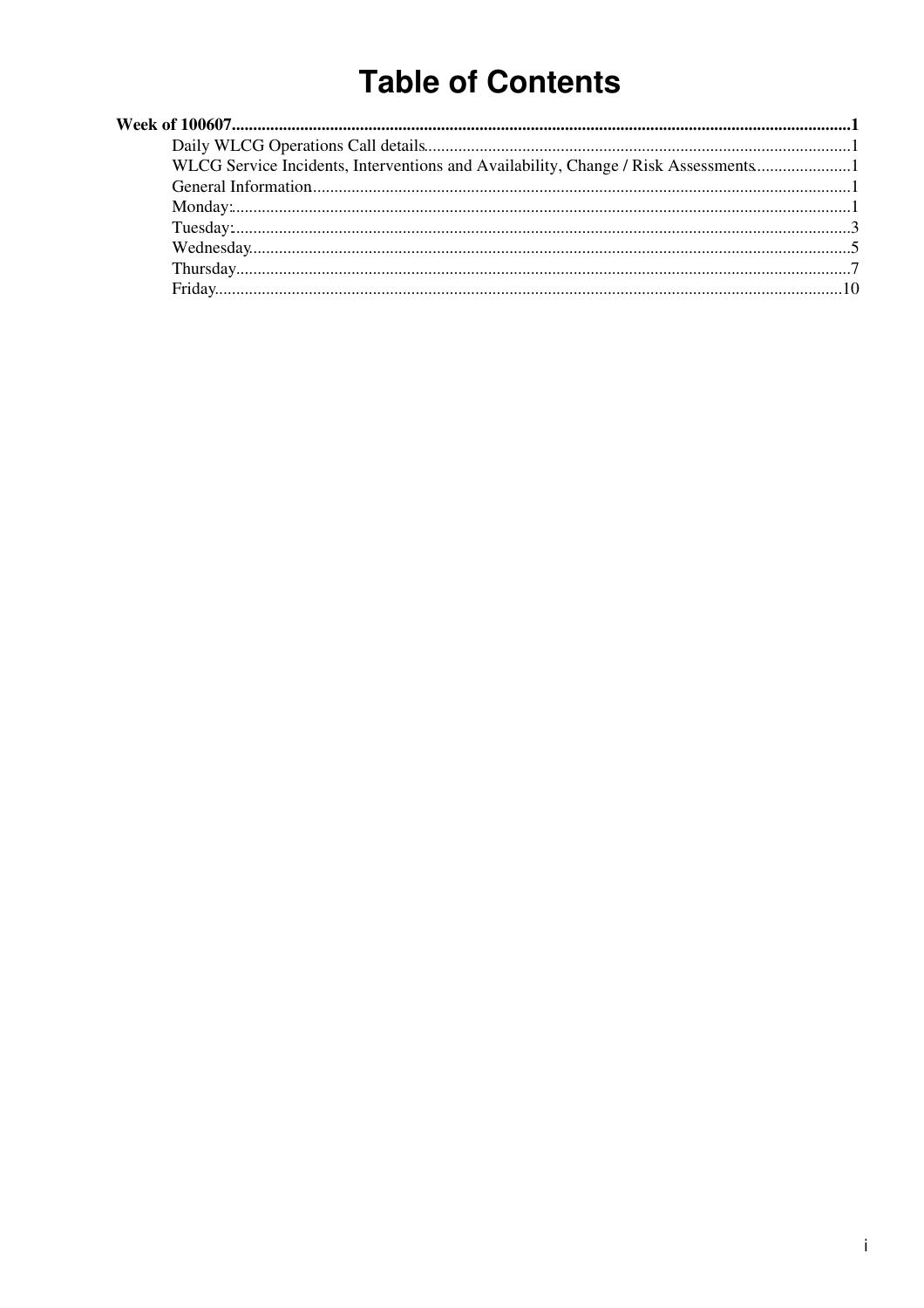# Table of Contents

**Week of 100607**......................................................................1

- Daily WLCG Operations Call details......................................................................1
- WLCG Service Incidents, Interventions and Availability, Change / Risk Assessments......................1
- General Information......................................................................1
- Monday:......................................................................1
- Tuesday:......................................................................3
- Wednesday......................................................................5
- Thursday......................................................................7
- Friday......................................................................10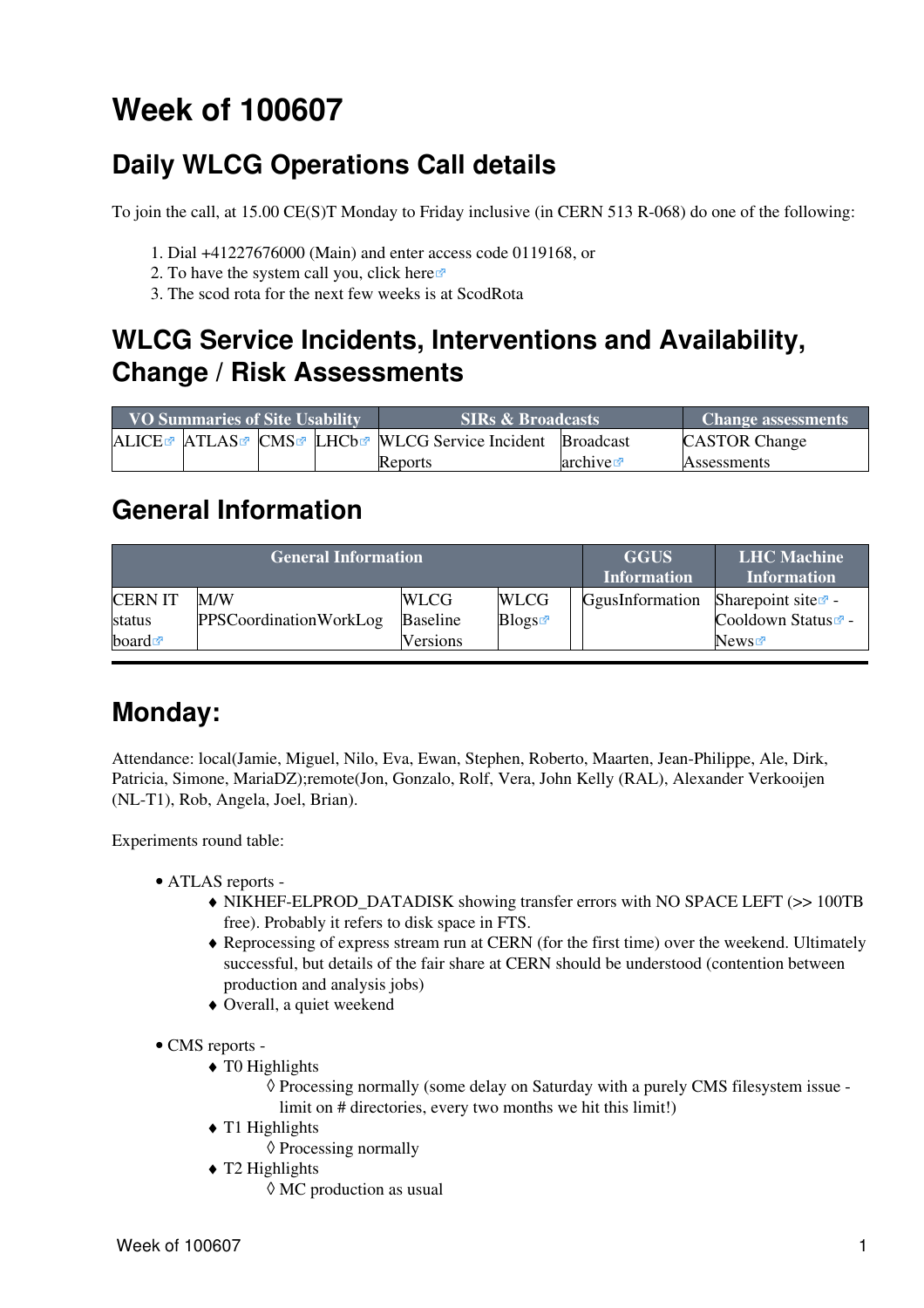# Week of 100607

## Daily WLCG Operations Call details

To join the call, at 15.00 CE(S)T Monday to Friday inclusive (in CERN 513 R-068) do one of the following:

1. Dial +41227676000 (Main) and enter access code 0119168, or
2. To have the system call you, click here
3. The scod rota for the next few weeks is at ScodRota

## WLCG Service Incidents, Interventions and Availability, Change / Risk Assessments

| VO Summaries of Site Usability | | | | SIRs & Broadcasts | | Change assessments |
|---|---|---|---|---|---|---|
| ALICE | ATLAS | CMS | LHCb | WLCG Service Incident Reports | Broadcast archive | CASTOR Change Assessments |

## General Information

| General Information | | | | | GGUS Information | LHC Machine Information |
|---|---|---|---|---|---|---|
| CERN IT status board | M/W PPSCoordinationWorkLog | WLCG Baseline Versions | WLCG Blogs | | GgusInformation | Sharepoint site - Cooldown Status - News |

## Monday:

Attendance: local(Jamie, Miguel, Nilo, Eva, Ewan, Stephen, Roberto, Maarten, Jean-Philippe, Ale, Dirk, Patricia, Simone, MariaDZ);remote(Jon, Gonzalo, Rolf, Vera, John Kelly (RAL), Alexander Verkooijen (NL-T1), Rob, Angela, Joel, Brian).

Experiments round table:

- ATLAS reports -
  - NIKHEF-ELPROD_DATADISK showing transfer errors with NO SPACE LEFT (>> 100TB free). Probably it refers to disk space in FTS.
  - Reprocessing of express stream run at CERN (for the first time) over the weekend. Ultimately successful, but details of the fair share at CERN should be understood (contention between production and analysis jobs)
  - Overall, a quiet weekend
- CMS reports -
  - T0 Highlights
    - Processing normally (some delay on Saturday with a purely CMS filesystem issue - limit on # directories, every two months we hit this limit!)
  - T1 Highlights
    - Processing normally
  - T2 Highlights
    - MC production as usual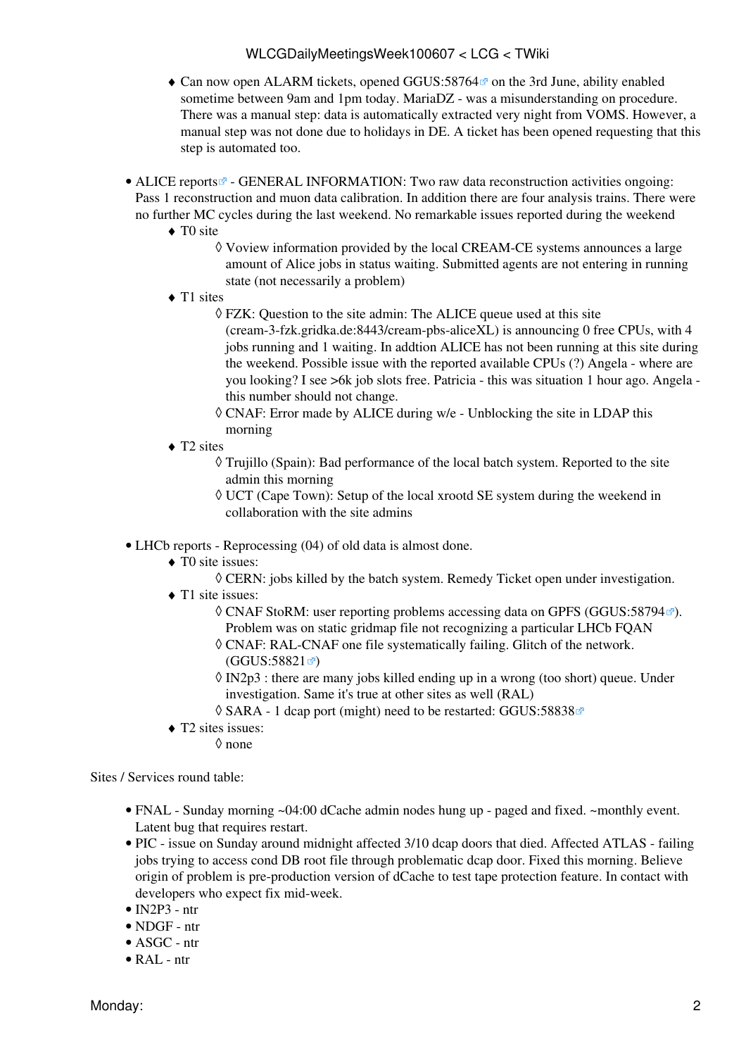- Can now open ALARM tickets, opened GGUS:58764 on the 3rd June, ability enabled sometime between 9am and 1pm today. MariaDZ - was a misunderstanding on procedure. There was a manual step: data is automatically extracted very night from VOMS. However, a manual step was not done due to holidays in DE. A ticket has been opened requesting that this step is automated too.

- ALICE reports - GENERAL INFORMATION: Two raw data reconstruction activities ongoing: Pass 1 reconstruction and muon data calibration. In addition there are four analysis trains. There were no further MC cycles during the last weekend. No remarkable issues reported during the weekend
    - T0 site
        - Voview information provided by the local CREAM-CE systems announces a large amount of Alice jobs in status waiting. Submitted agents are not entering in running state (not necessarily a problem)
    - T1 sites
        - FZK: Question to the site admin: The ALICE queue used at this site (cream-3-fzk.gridka.de:8443/cream-pbs-aliceXL) is announcing 0 free CPUs, with 4 jobs running and 1 waiting. In addtion ALICE has not been running at this site during the weekend. Possible issue with the reported available CPUs (?) Angela - where are you looking? I see >6k job slots free. Patricia - this was situation 1 hour ago. Angela - this number should not change.
        - CNAF: Error made by ALICE during w/e - Unblocking the site in LDAP this morning
    - T2 sites
        - Trujillo (Spain): Bad performance of the local batch system. Reported to the site admin this morning
        - UCT (Cape Town): Setup of the local xrootd SE system during the weekend in collaboration with the site admins

- LHCb reports - Reprocessing (04) of old data is almost done.
    - T0 site issues:
        - CERN: jobs killed by the batch system. Remedy Ticket open under investigation.
    - T1 site issues:
        - CNAF StoRM: user reporting problems accessing data on GPFS (GGUS:58794). Problem was on static gridmap file not recognizing a particular LHCb FQAN
        - CNAF: RAL-CNAF one file systematically failing. Glitch of the network. (GGUS:58821)
        - IN2p3 : there are many jobs killed ending up in a wrong (too short) queue. Under investigation. Same it's true at other sites as well (RAL)
        - SARA - 1 dcap port (might) need to be restarted: GGUS:58838
    - T2 sites issues:
        - none

Sites / Services round table:

- FNAL - Sunday morning ~04:00 dCache admin nodes hung up - paged and fixed. ~monthly event. Latent bug that requires restart.
- PIC - issue on Sunday around midnight affected 3/10 dcap doors that died. Affected ATLAS - failing jobs trying to access cond DB root file through problematic dcap door. Fixed this morning. Believe origin of problem is pre-production version of dCache to test tape protection feature. In contact with developers who expect fix mid-week.
- IN2P3 - ntr
- NDGF - ntr
- ASGC - ntr
- RAL - ntr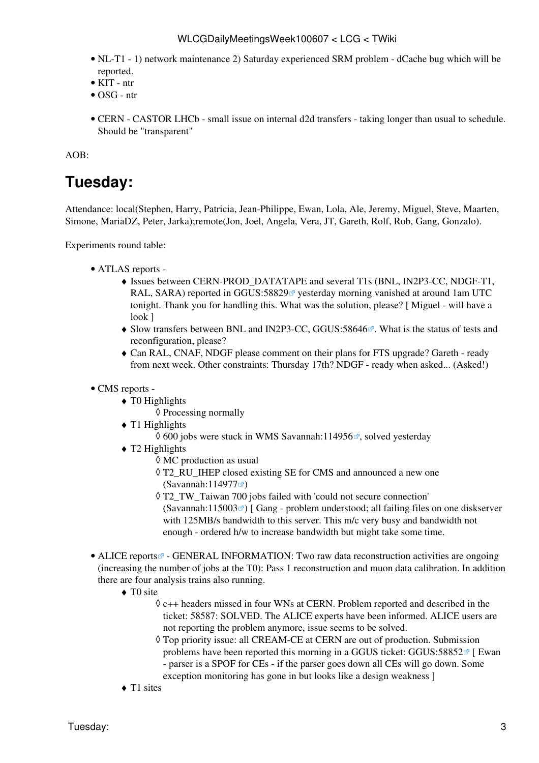- NL-T1 - 1) network maintenance 2) Saturday experienced SRM problem - dCache bug which will be reported.
- KIT - ntr
- OSG - ntr

- CERN - CASTOR LHCb - small issue on internal d2d transfers - taking longer than usual to schedule. Should be "transparent"

AOB:

# Tuesday:

Attendance: local(Stephen, Harry, Patricia, Jean-Philippe, Ewan, Lola, Ale, Jeremy, Miguel, Steve, Maarten, Simone, MariaDZ, Peter, Jarka);remote(Jon, Joel, Angela, Vera, JT, Gareth, Rolf, Rob, Gang, Gonzalo).

Experiments round table:

- ATLAS reports -
    - Issues between CERN-PROD_DATATAPE and several T1s (BNL, IN2P3-CC, NDGF-T1, RAL, SARA) reported in GGUS:58829 yesterday morning vanished at around 1am UTC tonight. Thank you for handling this. What was the solution, please? [ Miguel - will have a look ]
    - Slow transfers between BNL and IN2P3-CC, GGUS:58646. What is the status of tests and reconfiguration, please?
    - Can RAL, CNAF, NDGF please comment on their plans for FTS upgrade? Gareth - ready from next week. Other constraints: Thursday 17th? NDGF - ready when asked... (Asked!)

- CMS reports -
    - T0 Highlights
        - Processing normally
    - T1 Highlights
        - 600 jobs were stuck in WMS Savannah:114956, solved yesterday
    - T2 Highlights
        - MC production as usual
        - T2_RU_IHEP closed existing SE for CMS and announced a new one (Savannah:114977)
        - T2_TW_Taiwan 700 jobs failed with 'could not secure connection' (Savannah:115003) [ Gang - problem understood; all failing files on one diskserver with 125MB/s bandwidth to this server. This m/c very busy and bandwidth not enough - ordered h/w to increase bandwidth but might take some time.

- ALICE reports - GENERAL INFORMATION: Two raw data reconstruction activities are ongoing (increasing the number of jobs at the T0): Pass 1 reconstruction and muon data calibration. In addition there are four analysis trains also running.
    - T0 site
        - c++ headers missed in four WNs at CERN. Problem reported and described in the ticket: 58587: SOLVED. The ALICE experts have been informed. ALICE users are not reporting the problem anymore, issue seems to be solved.
        - Top priority issue: all CREAM-CE at CERN are out of production. Submission problems have been reported this morning in a GGUS ticket: GGUS:58852 [ Ewan - parser is a SPOF for CEs - if the parser goes down all CEs will go down. Some exception monitoring has gone in but looks like a design weakness ]
    - T1 sites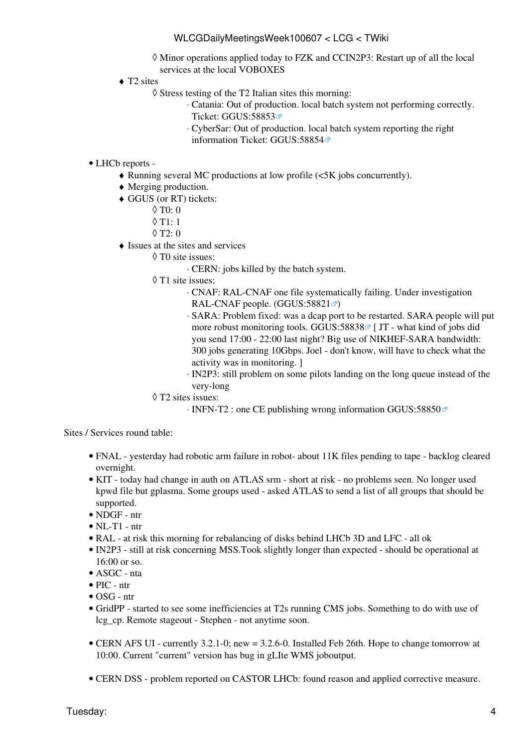- Minor operations applied today to FZK and CCIN2P3: Restart up of all the local services at the local VOBOXES
- T2 sites
    - Stress testing of the T2 Italian sites this morning:
        - Catania: Out of production. local batch system not performing correctly. Ticket: GGUS:58853
        - CyberSar: Out of production. local batch system reporting the right information Ticket: GGUS:58854

- LHCb reports -
    - Running several MC productions at low profile (<5K jobs concurrently).
    - Merging production.
    - GGUS (or RT) tickets:
        - T0: 0
        - T1: 1
        - T2: 0
    - Issues at the sites and services
        - T0 site issues:
            - CERN: jobs killed by the batch system.
        - T1 site issues:
            - CNAF: RAL-CNAF one file systematically failing. Under investigation RAL-CNAF people. (GGUS:58821)
            - SARA: Problem fixed: was a dcap port to be restarted. SARA people will put more robust monitoring tools. GGUS:58838 [ JT - what kind of jobs did you send 17:00 - 22:00 last night? Big use of NIKHEF-SARA bandwidth: 300 jobs generating 10Gbps. Joel - don't know, will have to check what the activity was in monitoring. ]
            - IN2P3: still problem on some pilots landing on the long queue instead of the very-long
        - T2 sites issues:
            - INFN-T2 : one CE publishing wrong information GGUS:58850

Sites / Services round table:

- FNAL - yesterday had robotic arm failure in robot- about 11K files pending to tape - backlog cleared overnight.
- KIT - today had change in auth on ATLAS srm - short at risk - no problems seen. No longer used kpwd file but gplasma. Some groups used - asked ATLAS to send a list of all groups that should be supported.
- NDGF - ntr
- NL-T1 - ntr
- RAL - at risk this morning for rebalancing of disks behind LHCb 3D and LFC - all ok
- IN2P3 - still at risk concerning MSS.Took slightly longer than expected - should be operational at 16:00 or so.
- ASGC - nta
- PIC - ntr
- OSG - ntr
- GridPP - started to see some inefficiencies at T2s running CMS jobs. Something to do with use of lcg_cp. Remote stageout - Stephen - not anytime soon.

- CERN AFS UI - currently 3.2.1-0; new = 3.2.6-0. Installed Feb 26th. Hope to change tomorrow at 10:00. Current "current" version has bug in gLIte WMS joboutput.

- CERN DSS - problem reported on CASTOR LHCb: found reason and applied corrective measure.

Tuesday: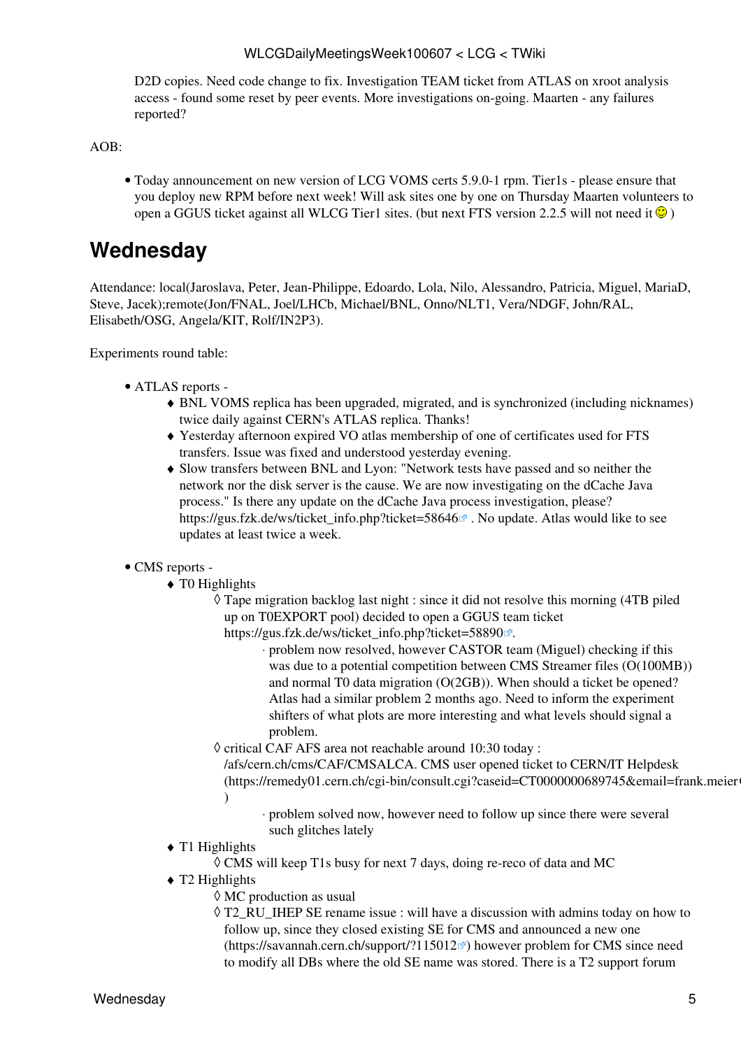D2D copies. Need code change to fix. Investigation TEAM ticket from ATLAS on xroot analysis access - found some reset by peer events. More investigations on-going. Maarten - any failures reported?

AOB:

- Today announcement on new version of LCG VOMS certs 5.9.0-1 rpm. Tier1s - please ensure that you deploy new RPM before next week! Will ask sites one by one on Thursday Maarten volunteers to open a GGUS ticket against all WLCG Tier1 sites. (but next FTS version 2.2.5 will not need it 🙂 )

## Wednesday

Attendance: local(Jaroslava, Peter, Jean-Philippe, Edoardo, Lola, Nilo, Alessandro, Patricia, Miguel, MariaD, Steve, Jacek);remote(Jon/FNAL, Joel/LHCb, Michael/BNL, Onno/NLT1, Vera/NDGF, John/RAL, Elisabeth/OSG, Angela/KIT, Rolf/IN2P3).

Experiments round table:

- ATLAS reports -
  - BNL VOMS replica has been upgraded, migrated, and is synchronized (including nicknames) twice daily against CERN's ATLAS replica. Thanks!
  - Yesterday afternoon expired VO atlas membership of one of certificates used for FTS transfers. Issue was fixed and understood yesterday evening.
  - Slow transfers between BNL and Lyon: "Network tests have passed and so neither the network nor the disk server is the cause. We are now investigating on the dCache Java process." Is there any update on the dCache Java process investigation, please? https://gus.fzk.de/ws/ticket_info.php?ticket=58646 . No update. Atlas would like to see updates at least twice a week.

- CMS reports -
  - T0 Highlights
    - Tape migration backlog last night : since it did not resolve this morning (4TB piled up on T0EXPORT pool) decided to open a GGUS team ticket https://gus.fzk.de/ws/ticket_info.php?ticket=58890.
      - problem now resolved, however CASTOR team (Miguel) checking if this was due to a potential competition between CMS Streamer files (O(100MB)) and normal T0 data migration (O(2GB)). When should a ticket be opened? Atlas had a similar problem 2 months ago. Need to inform the experiment shifters of what plots are more interesting and what levels should signal a problem.
    - critical CAF AFS area not reachable around 10:30 today : /afs/cern.ch/cms/CAF/CMSALCA. CMS user opened ticket to CERN/IT Helpdesk (https://remedy01.cern.ch/cgi-bin/consult.cgi?caseid=CT0000000689745&email=frank.meier )
      - problem solved now, however need to follow up since there were several such glitches lately
  - T1 Highlights
    - CMS will keep T1s busy for next 7 days, doing re-reco of data and MC
  - T2 Highlights
    - MC production as usual
    - T2_RU_IHEP SE rename issue : will have a discussion with admins today on how to follow up, since they closed existing SE for CMS and announced a new one (https://savannah.cern.ch/support/?115012) however problem for CMS since need to modify all DBs where the old SE name was stored. There is a T2 support forum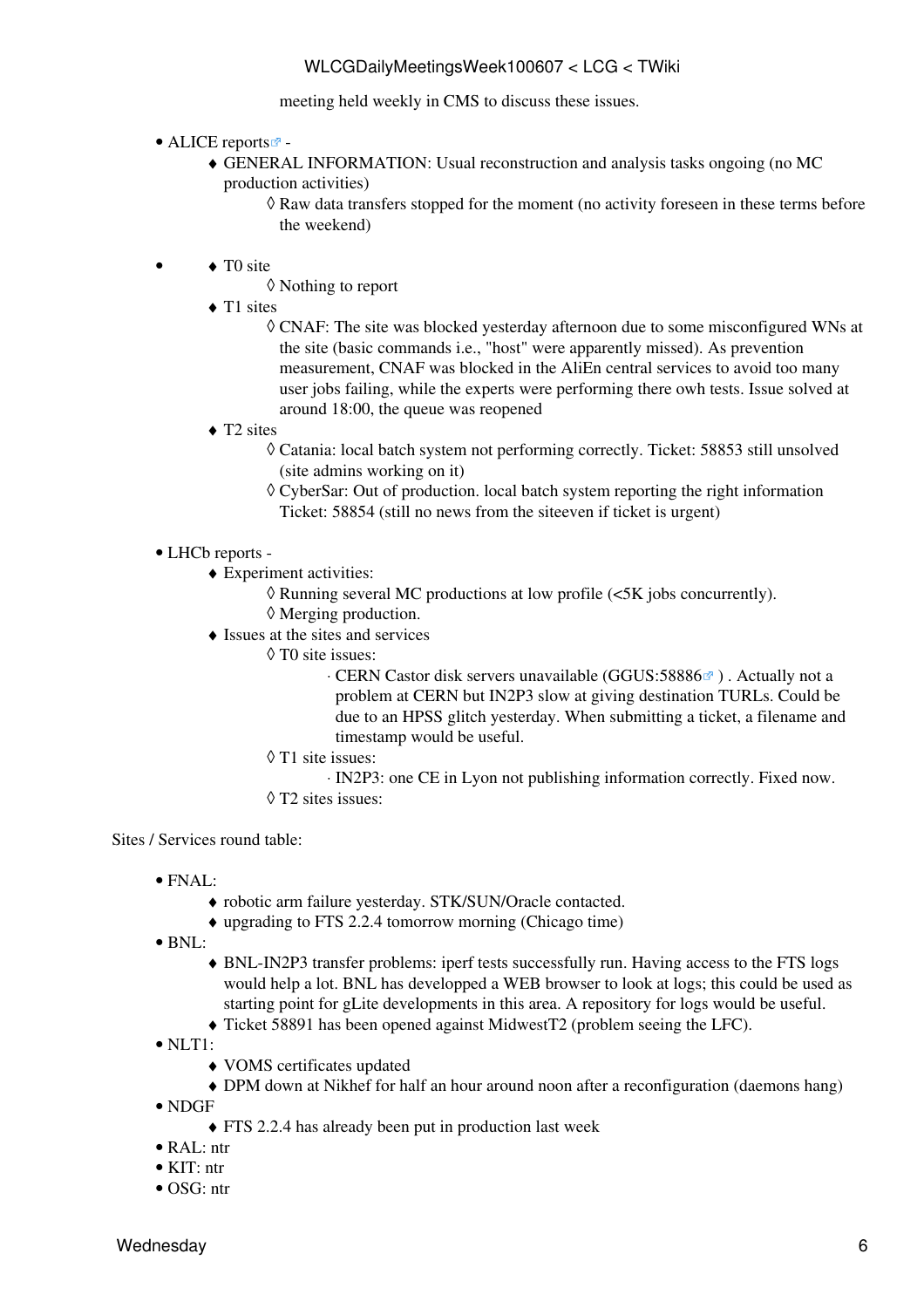meeting held weekly in CMS to discuss these issues.

- ALICE reports -
    - GENERAL INFORMATION: Usual reconstruction and analysis tasks ongoing (no MC production activities)
        - Raw data transfers stopped for the moment (no activity foreseen in these terms before the weekend)

-
    - T0 site
        - Nothing to report
    - T1 sites
        - CNAF: The site was blocked yesterday afternoon due to some misconfigured WNs at the site (basic commands i.e., "host" were apparently missed). As prevention measurement, CNAF was blocked in the AliEn central services to avoid too many user jobs failing, while the experts were performing there owh tests. Issue solved at around 18:00, the queue was reopened
    - T2 sites
        - Catania: local batch system not performing correctly. Ticket: 58853 still unsolved (site admins working on it)
        - CyberSar: Out of production. local batch system reporting the right information Ticket: 58854 (still no news from the siteeven if ticket is urgent)

- LHCb reports -
    - Experiment activities:
        - Running several MC productions at low profile (<5K jobs concurrently).
        - Merging production.
    - Issues at the sites and services
        - T0 site issues:
            - CERN Castor disk servers unavailable (GGUS:58886) . Actually not a problem at CERN but IN2P3 slow at giving destination TURLs. Could be due to an HPSS glitch yesterday. When submitting a ticket, a filename and timestamp would be useful.
        - T1 site issues:
            - IN2P3: one CE in Lyon not publishing information correctly. Fixed now.
        - T2 sites issues:

Sites / Services round table:

- FNAL:
    - robotic arm failure yesterday. STK/SUN/Oracle contacted.
    - upgrading to FTS 2.2.4 tomorrow morning (Chicago time)
- BNL:
    - BNL-IN2P3 transfer problems: iperf tests successfully run. Having access to the FTS logs would help a lot. BNL has developped a WEB browser to look at logs; this could be used as starting point for gLite developments in this area. A repository for logs would be useful.
    - Ticket 58891 has been opened against MidwestT2 (problem seeing the LFC).
- NLT1:
    - VOMS certificates updated
    - DPM down at Nikhef for half an hour around noon after a reconfiguration (daemons hang)
- NDGF
    - FTS 2.2.4 has already been put in production last week
- RAL: ntr
- KIT: ntr
- OSG: ntr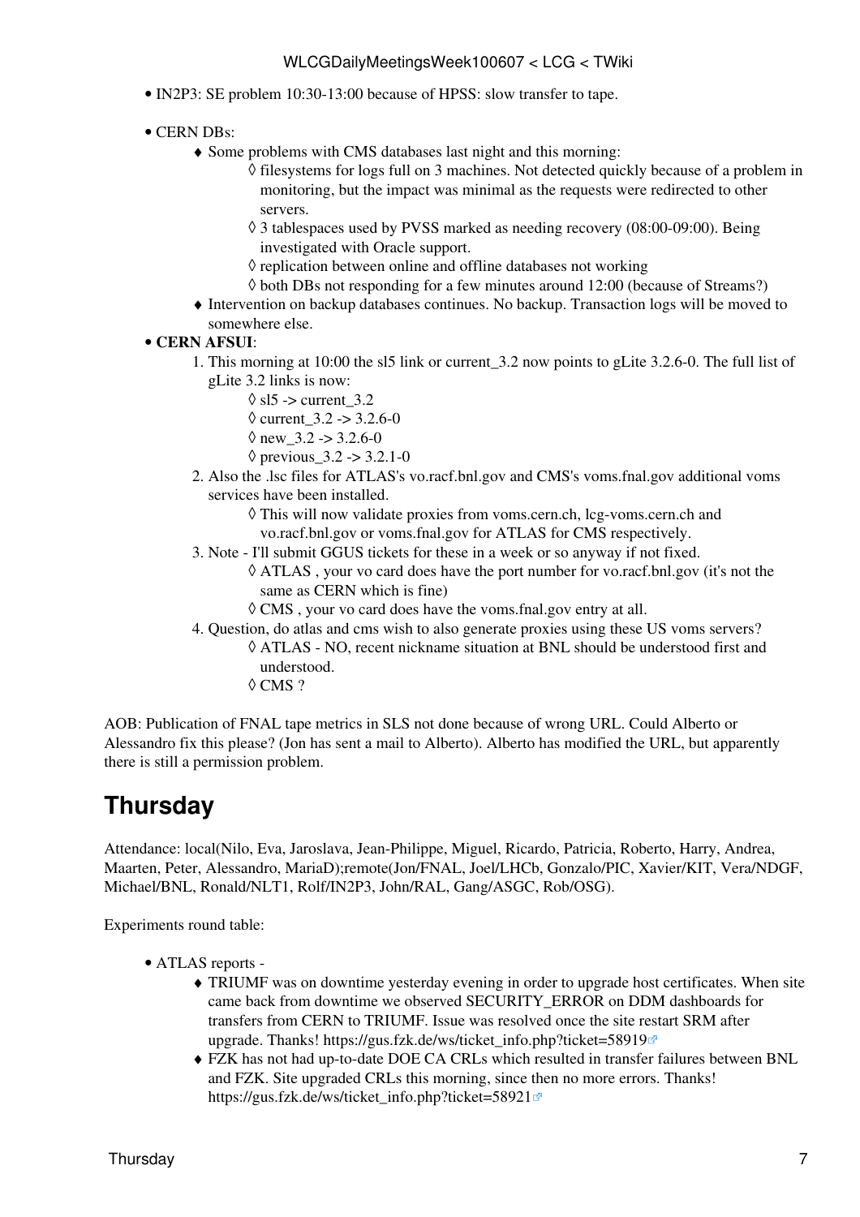- IN2P3: SE problem 10:30-13:00 because of HPSS: slow transfer to tape.

- CERN DBs:
  - Some problems with CMS databases last night and this morning:
    - filesystems for logs full on 3 machines. Not detected quickly because of a problem in monitoring, but the impact was minimal as the requests were redirected to other servers.
    - 3 tablespaces used by PVSS marked as needing recovery (08:00-09:00). Being investigated with Oracle support.
    - replication between online and offline databases not working
    - both DBs not responding for a few minutes around 12:00 (because of Streams?)
  - Intervention on backup databases continues. No backup. Transaction logs will be moved to somewhere else.
- **CERN AFSUI**:
  1. This morning at 10:00 the sl5 link or current_3.2 now points to gLite 3.2.6-0. The full list of gLite 3.2 links is now:
     - sl5 -> current_3.2
     - current_3.2 -> 3.2.6-0
     - new_3.2 -> 3.2.6-0
     - previous_3.2 -> 3.2.1-0
  2. Also the .lsc files for ATLAS's vo.racf.bnl.gov and CMS's voms.fnal.gov additional voms services have been installed.
     - This will now validate proxies from voms.cern.ch, lcg-voms.cern.ch and vo.racf.bnl.gov or voms.fnal.gov for ATLAS for CMS respectively.
  3. Note - I'll submit GGUS tickets for these in a week or so anyway if not fixed.
     - ATLAS , your vo card does have the port number for vo.racf.bnl.gov (it's not the same as CERN which is fine)
     - CMS , your vo card does have the voms.fnal.gov entry at all.
  4. Question, do atlas and cms wish to also generate proxies using these US voms servers?
     - ATLAS - NO, recent nickname situation at BNL should be understood first and understood.
     - CMS ?

AOB: Publication of FNAL tape metrics in SLS not done because of wrong URL. Could Alberto or Alessandro fix this please? (Jon has sent a mail to Alberto). Alberto has modified the URL, but apparently there is still a permission problem.

## Thursday

Attendance: local(Nilo, Eva, Jaroslava, Jean-Philippe, Miguel, Ricardo, Patricia, Roberto, Harry, Andrea, Maarten, Peter, Alessandro, MariaD);remote(Jon/FNAL, Joel/LHCb, Gonzalo/PIC, Xavier/KIT, Vera/NDGF, Michael/BNL, Ronald/NLT1, Rolf/IN2P3, John/RAL, Gang/ASGC, Rob/OSG).

Experiments round table:

- ATLAS reports -
  - TRIUMF was on downtime yesterday evening in order to upgrade host certificates. When site came back from downtime we observed SECURITY_ERROR on DDM dashboards for transfers from CERN to TRIUMF. Issue was resolved once the site restart SRM after upgrade. Thanks! https://gus.fzk.de/ws/ticket_info.php?ticket=58919
  - FZK has not had up-to-date DOE CA CRLs which resulted in transfer failures between BNL and FZK. Site upgraded CRLs this morning, since then no more errors. Thanks! https://gus.fzk.de/ws/ticket_info.php?ticket=58921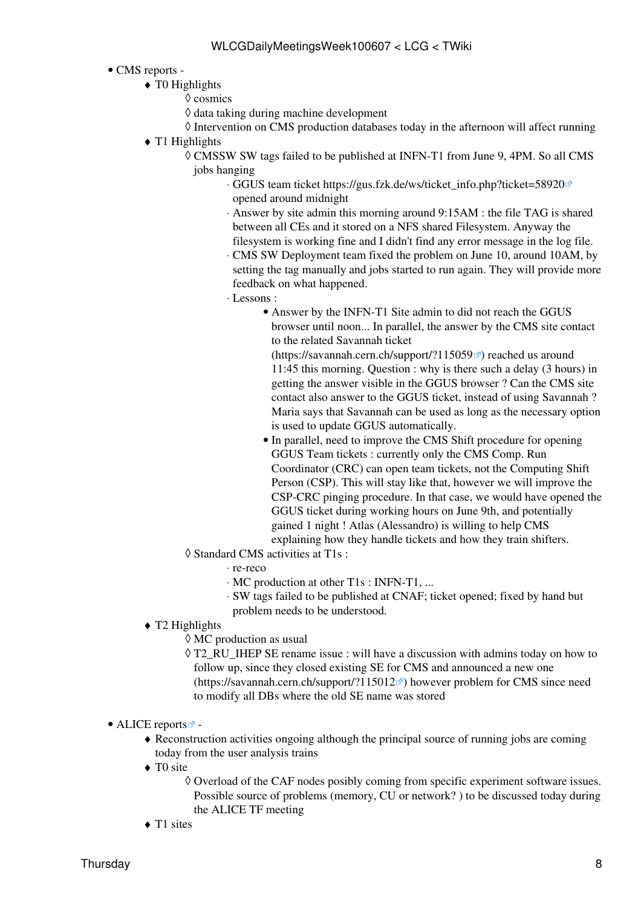- CMS reports -
    - T0 Highlights
        - cosmics
        - data taking during machine development
        - Intervention on CMS production databases today in the afternoon will affect running
    - T1 Highlights
        - CMSSW SW tags failed to be published at INFN-T1 from June 9, 4PM. So all CMS jobs hanging
            - GGUS team ticket https://gus.fzk.de/ws/ticket_info.php?ticket=58920 opened around midnight
            - Answer by site admin this morning around 9:15AM : the file TAG is shared between all CEs and it stored on a NFS shared Filesystem. Anyway the filesystem is working fine and I didn't find any error message in the log file.
            - CMS SW Deployment team fixed the problem on June 10, around 10AM, by setting the tag manually and jobs started to run again. They will provide more feedback on what happened.
            - Lessons :
                - Answer by the INFN-T1 Site admin to did not reach the GGUS browser until noon... In parallel, the answer by the CMS site contact to the related Savannah ticket (https://savannah.cern.ch/support/?115059) reached us around 11:45 this morning. Question : why is there such a delay (3 hours) in getting the answer visible in the GGUS browser ? Can the CMS site contact also answer to the GGUS ticket, instead of using Savannah ? Maria says that Savannah can be used as long as the necessary option is used to update GGUS automatically.
                - In parallel, need to improve the CMS Shift procedure for opening GGUS Team tickets : currently only the CMS Comp. Run Coordinator (CRC) can open team tickets, not the Computing Shift Person (CSP). This will stay like that, however we will improve the CSP-CRC pinging procedure. In that case, we would have opened the GGUS ticket during working hours on June 9th, and potentially gained 1 night ! Atlas (Alessandro) is willing to help CMS explaining how they handle tickets and how they train shifters.
        - Standard CMS activities at T1s :
            - re-reco
            - MC production at other T1s : INFN-T1, ...
            - SW tags failed to be published at CNAF; ticket opened; fixed by hand but problem needs to be understood.
    - T2 Highlights
        - MC production as usual
        - T2_RU_IHEP SE rename issue : will have a discussion with admins today on how to follow up, since they closed existing SE for CMS and announced a new one (https://savannah.cern.ch/support/?115012) however problem for CMS since need to modify all DBs where the old SE name was stored

- ALICE reports -
    - Reconstruction activities ongoing although the principal source of running jobs are coming today from the user analysis trains
    - T0 site
        - Overload of the CAF nodes posibly coming from specific experiment software issues. Possible source of problems (memory, CU or network? ) to be discussed today during the ALICE TF meeting
    - T1 sites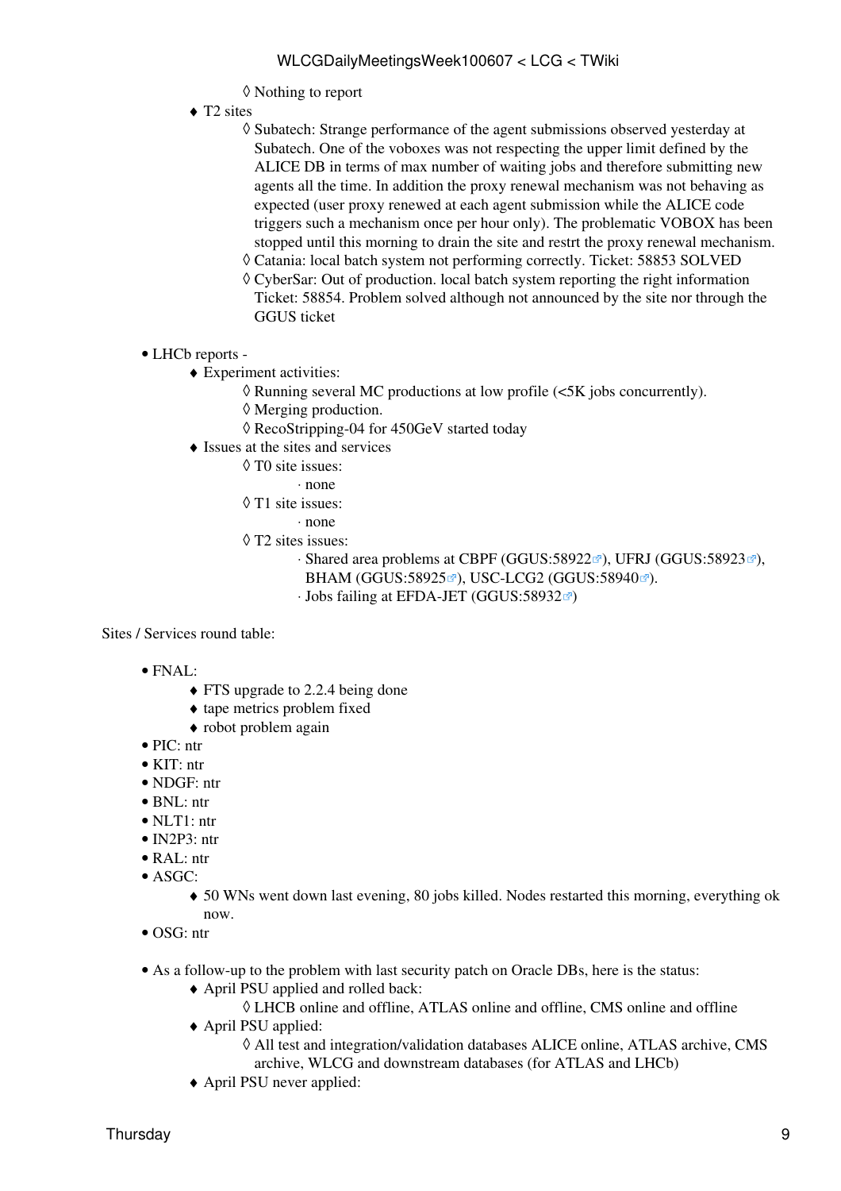- Nothing to report
    - T2 sites
        - Subatech: Strange performance of the agent submissions observed yesterday at Subatech. One of the voboxes was not respecting the upper limit defined by the ALICE DB in terms of max number of waiting jobs and therefore submitting new agents all the time. In addition the proxy renewal mechanism was not behaving as expected (user proxy renewed at each agent submission while the ALICE code triggers such a mechanism once per hour only). The problematic VOBOX has been stopped until this morning to drain the site and restrt the proxy renewal mechanism.
        - Catania: local batch system not performing correctly. Ticket: 58853 SOLVED
        - CyberSar: Out of production. local batch system reporting the right information Ticket: 58854. Problem solved although not announced by the site nor through the GGUS ticket

- LHCb reports -
    - Experiment activities:
        - Running several MC productions at low profile (<5K jobs concurrently).
        - Merging production.
        - RecoStripping-04 for 450GeV started today
    - Issues at the sites and services
        - T0 site issues:
            - none
        - T1 site issues:
            - none
        - T2 sites issues:
            - Shared area problems at CBPF (GGUS:58922), UFRJ (GGUS:58923), BHAM (GGUS:58925), USC-LCG2 (GGUS:58940).
            - Jobs failing at EFDA-JET (GGUS:58932)

Sites / Services round table:

- FNAL:
    - FTS upgrade to 2.2.4 being done
    - tape metrics problem fixed
    - robot problem again
- PIC: ntr
- KIT: ntr
- NDGF: ntr
- BNL: ntr
- NLT1: ntr
- IN2P3: ntr
- RAL: ntr
- ASGC:
    - 50 WNs went down last evening, 80 jobs killed. Nodes restarted this morning, everything ok now.
- OSG: ntr

- As a follow-up to the problem with last security patch on Oracle DBs, here is the status:
    - April PSU applied and rolled back:
        - LHCB online and offline, ATLAS online and offline, CMS online and offline
    - April PSU applied:
        - All test and integration/validation databases ALICE online, ATLAS archive, CMS archive, WLCG and downstream databases (for ATLAS and LHCb)
    - April PSU never applied: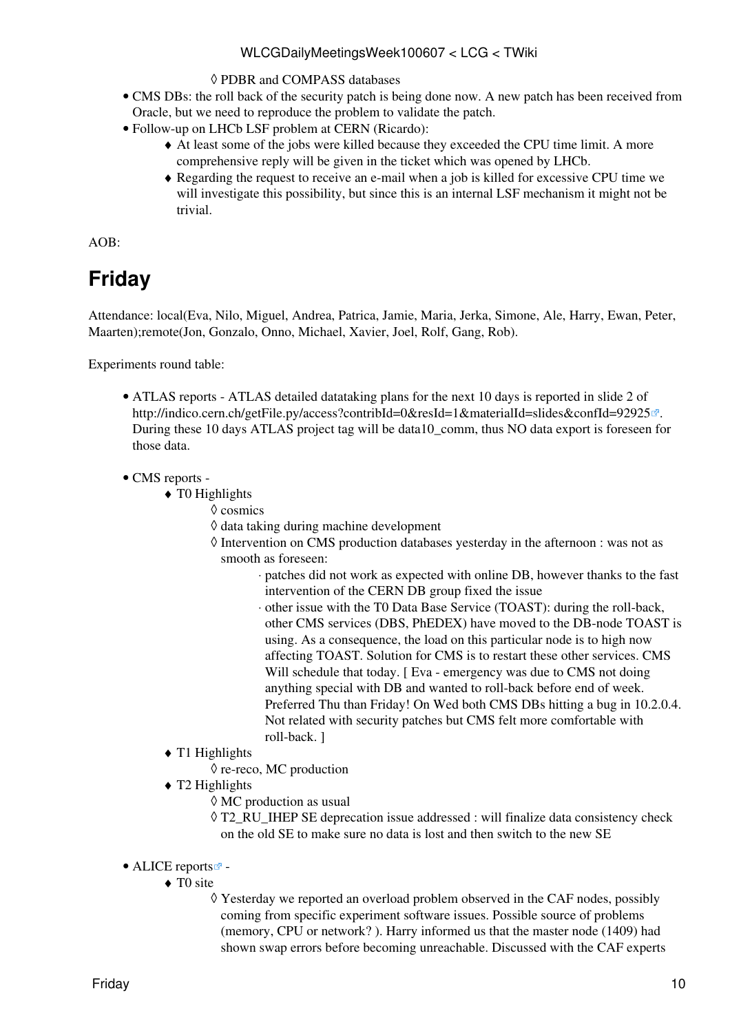- PDBR and COMPASS databases

- CMS DBs: the roll back of the security patch is being done now. A new patch has been received from Oracle, but we need to reproduce the problem to validate the patch.
- Follow-up on LHCb LSF problem at CERN (Ricardo):
    - At least some of the jobs were killed because they exceeded the CPU time limit. A more comprehensive reply will be given in the ticket which was opened by LHCb.
    - Regarding the request to receive an e-mail when a job is killed for excessive CPU time we will investigate this possibility, but since this is an internal LSF mechanism it might not be trivial.

AOB:

# Friday

Attendance: local(Eva, Nilo, Miguel, Andrea, Patrica, Jamie, Maria, Jerka, Simone, Ale, Harry, Ewan, Peter, Maarten);remote(Jon, Gonzalo, Onno, Michael, Xavier, Joel, Rolf, Gang, Rob).

Experiments round table:

- ATLAS reports - ATLAS detailed datataking plans for the next 10 days is reported in slide 2 of http://indico.cern.ch/getFile.py/access?contribId=0&resId=1&materialId=slides&confId=92925. During these 10 days ATLAS project tag will be data10_comm, thus NO data export is foreseen for those data.

- CMS reports -
    - T0 Highlights
        - cosmics
        - data taking during machine development
        - Intervention on CMS production databases yesterday in the afternoon : was not as smooth as foreseen:
            - patches did not work as expected with online DB, however thanks to the fast intervention of the CERN DB group fixed the issue
            - other issue with the T0 Data Base Service (TOAST): during the roll-back, other CMS services (DBS, PhEDEX) have moved to the DB-node TOAST is using. As a consequence, the load on this particular node is to high now affecting TOAST. Solution for CMS is to restart these other services. CMS Will schedule that today. [ Eva - emergency was due to CMS not doing anything special with DB and wanted to roll-back before end of week. Preferred Thu than Friday! On Wed both CMS DBs hitting a bug in 10.2.0.4. Not related with security patches but CMS felt more comfortable with roll-back. ]
    - T1 Highlights
        - re-reco, MC production
    - T2 Highlights
        - MC production as usual
        - T2_RU_IHEP SE deprecation issue addressed : will finalize data consistency check on the old SE to make sure no data is lost and then switch to the new SE

- ALICE reports -
    - T0 site
        - Yesterday we reported an overload problem observed in the CAF nodes, possibly coming from specific experiment software issues. Possible source of problems (memory, CPU or network? ). Harry informed us that the master node (1409) had shown swap errors before becoming unreachable. Discussed with the CAF experts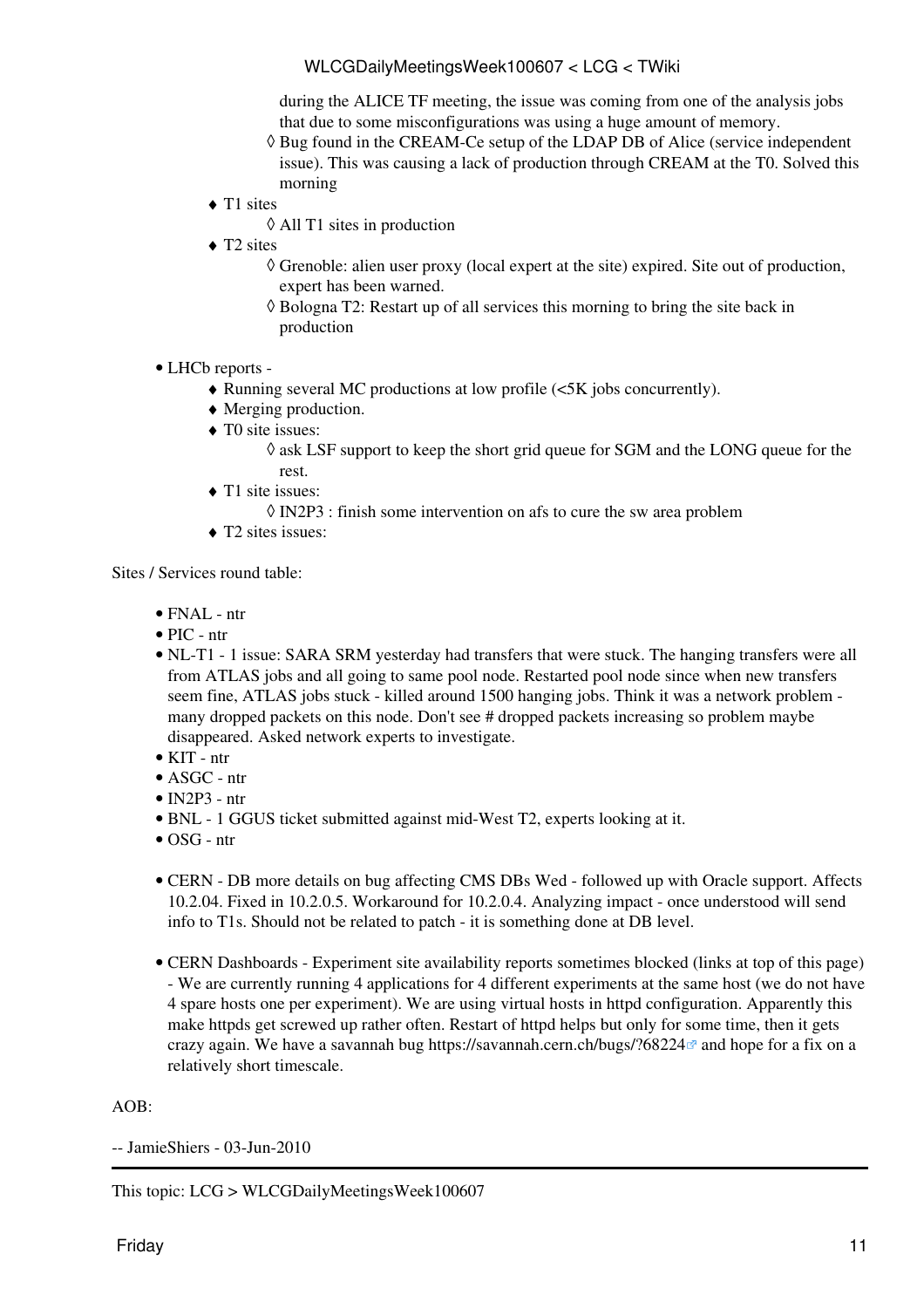during the ALICE TF meeting, the issue was coming from one of the analysis jobs that due to some misconfigurations was using a huge amount of memory.
        - Bug found in the CREAM-Ce setup of the LDAP DB of Alice (service independent issue). This was causing a lack of production through CREAM at the T0. Solved this morning
    - T1 sites
        - All T1 sites in production
    - T2 sites
        - Grenoble: alien user proxy (local expert at the site) expired. Site out of production, expert has been warned.
        - Bologna T2: Restart up of all services this morning to bring the site back in production

- LHCb reports -
    - Running several MC productions at low profile (<5K jobs concurrently).
    - Merging production.
    - T0 site issues:
        - ask LSF support to keep the short grid queue for SGM and the LONG queue for the rest.
    - T1 site issues:
        - IN2P3 : finish some intervention on afs to cure the sw area problem
    - T2 sites issues:

Sites / Services round table:

- FNAL - ntr
- PIC - ntr
- NL-T1 - 1 issue: SARA SRM yesterday had transfers that were stuck. The hanging transfers were all from ATLAS jobs and all going to same pool node. Restarted pool node since when new transfers seem fine, ATLAS jobs stuck - killed around 1500 hanging jobs. Think it was a network problem - many dropped packets on this node. Don't see # dropped packets increasing so problem maybe disappeared. Asked network experts to investigate.
- KIT - ntr
- ASGC - ntr
- IN2P3 - ntr
- BNL - 1 GGUS ticket submitted against mid-West T2, experts looking at it.
- OSG - ntr

- CERN - DB more details on bug affecting CMS DBs Wed - followed up with Oracle support. Affects 10.2.04. Fixed in 10.2.0.5. Workaround for 10.2.0.4. Analyzing impact - once understood will send info to T1s. Should not be related to patch - it is something done at DB level.

- CERN Dashboards - Experiment site availability reports sometimes blocked (links at top of this page) - We are currently running 4 applications for 4 different experiments at the same host (we do not have 4 spare hosts one per experiment). We are using virtual hosts in httpd configuration. Apparently this make httpds get screwed up rather often. Restart of httpd helps but only for some time, then it gets crazy again. We have a savannah bug https://savannah.cern.ch/bugs/?68224 and hope for a fix on a relatively short timescale.

AOB:

-- JamieShiers - 03-Jun-2010

This topic: LCG > WLCGDailyMeetingsWeek100607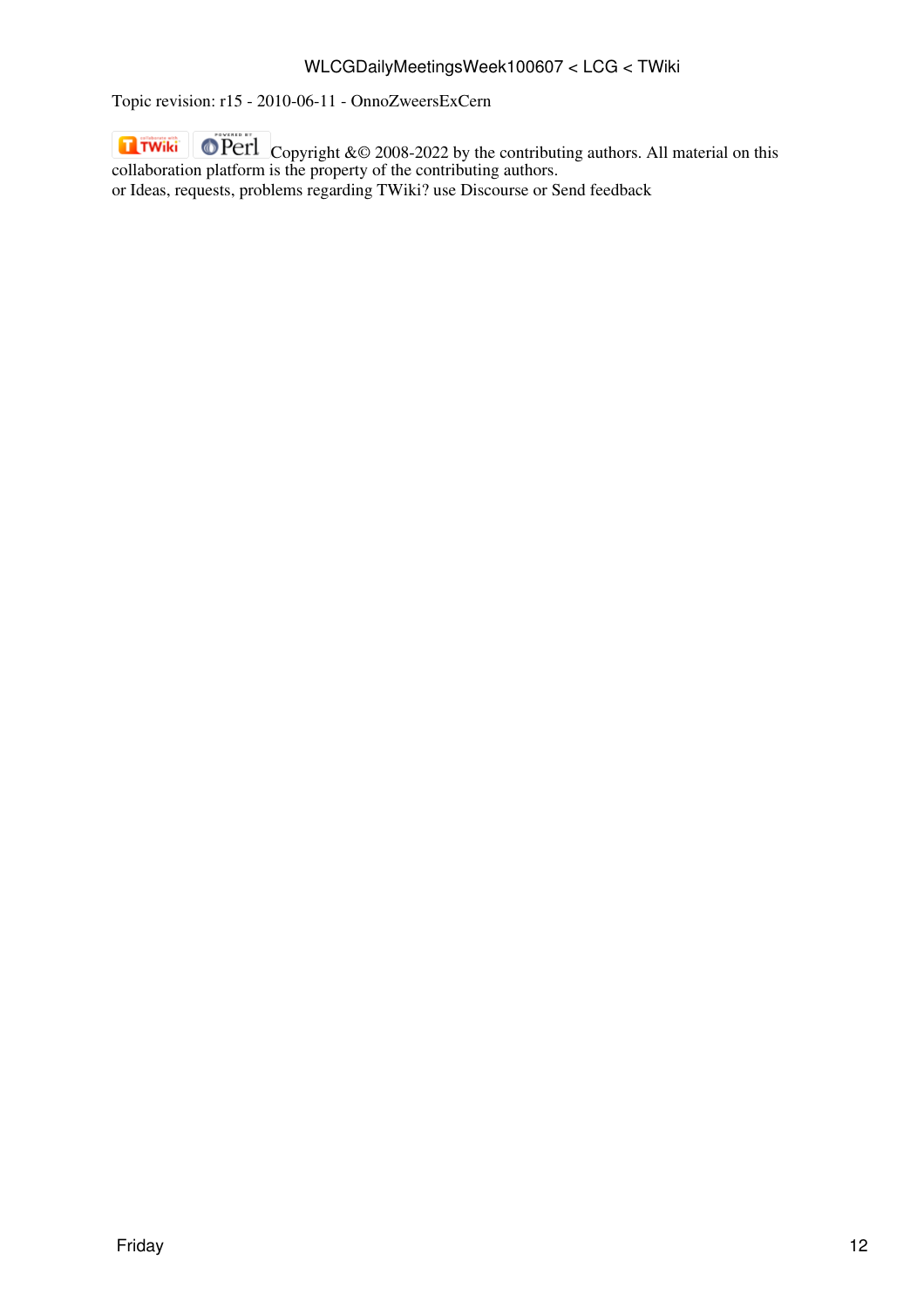Topic revision: r15 - 2010-06-11 - OnnoZweersExCern

Copyright &© 2008-2022 by the contributing authors. All material on this collaboration platform is the property of the contributing authors.
or Ideas, requests, problems regarding TWiki? use Discourse or Send feedback